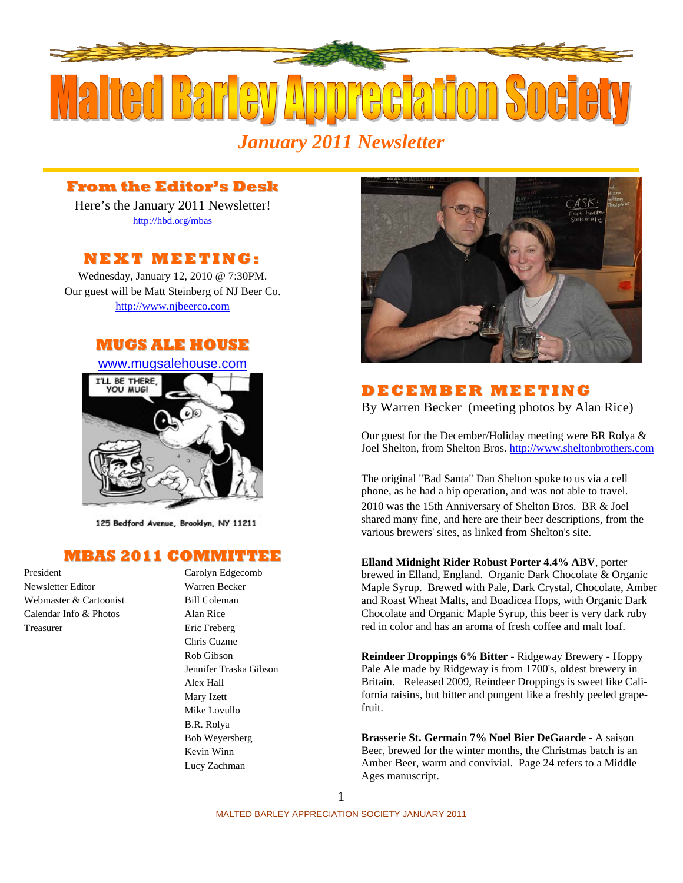# Malted Barley Appreciation Society

*January 2011 Newsletter*

## From the Editor's Desk

Here's the January 2011 Newsletter!
http://hbd.org/mbas

## NEXT MEETING:

Wednesday, January 12, 2010 @ 7:30PM.
Our guest will be Matt Steinberg of NJ Beer Co.
http://www.njbeerco.com

## MUGS ALE HOUSE

www.mugsalehouse.com

125 Bedford Avenue, Brooklyn, NY 11211

## MBAS 2011 COMMITTEE

| | |
|---|---|
| President | Carolyn Edgecomb |
| Newsletter Editor | Warren Becker |
| Webmaster & Cartoonist | Bill Coleman |
| Calendar Info & Photos | Alan Rice |
| Treasurer | Eric Freberg |
| | Chris Cuzme |
| | Rob Gibson |
| | Jennifer Traska Gibson |
| | Alex Hall |
| | Mary Izett |
| | Mike Lovullo |
| | B.R. Rolya |
| | Bob Weyersberg |
| | Kevin Winn |
| | Lucy Zachman |

## DECEMBER MEETING

By Warren Becker (meeting photos by Alan Rice)

Our guest for the December/Holiday meeting were BR Rolya & Joel Shelton, from Shelton Bros. http://www.sheltonbrothers.com

The original "Bad Santa" Dan Shelton spoke to us via a cell phone, as he had a hip operation, and was not able to travel. 2010 was the 15th Anniversary of Shelton Bros. BR & Joel shared many fine, and here are their beer descriptions, from the various brewers' sites, as linked from Shelton's site.

**Elland Midnight Rider Robust Porter 4.4% ABV**, porter brewed in Elland, England. Organic Dark Chocolate & Organic Maple Syrup. Brewed with Pale, Dark Crystal, Chocolate, Amber and Roast Wheat Malts, and Boadicea Hops, with Organic Dark Chocolate and Organic Maple Syrup, this beer is very dark ruby red in color and has an aroma of fresh coffee and malt loaf.

**Reindeer Droppings 6% Bitter** - Ridgeway Brewery - Hoppy Pale Ale made by Ridgeway is from 1700's, oldest brewery in Britain. Released 2009, Reindeer Droppings is sweet like California raisins, but bitter and pungent like a freshly peeled grapefruit.

**Brasserie St. Germain 7% Noel Bier DeGaarde** - A saison Beer, brewed for the winter months, the Christmas batch is an Amber Beer, warm and convivial. Page 24 refers to a Middle Ages manuscript.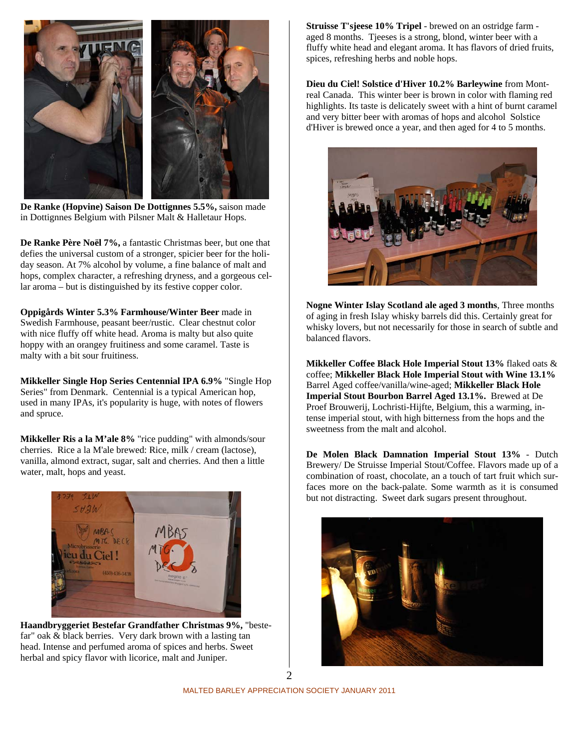**De Ranke (Hopvine) Saison De Dottignnes 5.5%,** saison made in Dottignnes Belgium with Pilsner Malt & Halletaur Hops.

**De Ranke Père Noël 7%,** a fantastic Christmas beer, but one that defies the universal custom of a stronger, spicier beer for the holiday season. At 7% alcohol by volume, a fine balance of malt and hops, complex character, a refreshing dryness, and a gorgeous cellar aroma – but is distinguished by its festive copper color.

**Oppigårds Winter 5.3% Farmhouse/Winter Beer** made in Swedish Farmhouse, peasant beer/rustic. Clear chestnut color with nice fluffy off white head. Aroma is malty but also quite hoppy with an orangey fruitiness and some caramel. Taste is malty with a bit sour fruitiness.

**Mikkeller Single Hop Series Centennial IPA 6.9%** "Single Hop Series" from Denmark. Centennial is a typical American hop, used in many IPAs, it's popularity is huge, with notes of flowers and spruce.

**Mikkeller Ris a la M'ale 8%** "rice pudding" with almonds/sour cherries. Rice a la M'ale brewed: Rice, milk / cream (lactose), vanilla, almond extract, sugar, salt and cherries. And then a little water, malt, hops and yeast.

**Haandbryggeriet Bestefar Grandfather Christmas 9%,** "bestefar" oak & black berries. Very dark brown with a lasting tan head. Intense and perfumed aroma of spices and herbs. Sweet herbal and spicy flavor with licorice, malt and Juniper.

**Struisse T'sjeese 10% Tripel** - brewed on an ostridge farm - aged 8 months. Tjeeses is a strong, blond, winter beer with a fluffy white head and elegant aroma. It has flavors of dried fruits, spices, refreshing herbs and noble hops.

**Dieu du Ciel! Solstice d'Hiver 10.2% Barleywine** from Montreal Canada. This winter beer is brown in color with flaming red highlights. Its taste is delicately sweet with a hint of burnt caramel and very bitter beer with aromas of hops and alcohol Solstice d'Hiver is brewed once a year, and then aged for 4 to 5 months.

**Nogne Winter Islay Scotland ale aged 3 months**, Three months of aging in fresh Islay whisky barrels did this. Certainly great for whisky lovers, but not necessarily for those in search of subtle and balanced flavors.

**Mikkeller Coffee Black Hole Imperial Stout 13%** flaked oats & coffee; **Mikkeller Black Hole Imperial Stout with Wine 13.1%** Barrel Aged coffee/vanilla/wine-aged; **Mikkeller Black Hole Imperial Stout Bourbon Barrel Aged 13.1%.** Brewed at De Proef Brouwerij, Lochristi-Hijfte, Belgium, this a warming, intense imperial stout, with high bitterness from the hops and the sweetness from the malt and alcohol.

**De Molen Black Damnation Imperial Stout 13%** - Dutch Brewery/ De Struisse Imperial Stout/Coffee. Flavors made up of a combination of roast, chocolate, an a touch of tart fruit which surfaces more on the back-palate. Some warmth as it is consumed but not distracting. Sweet dark sugars present throughout.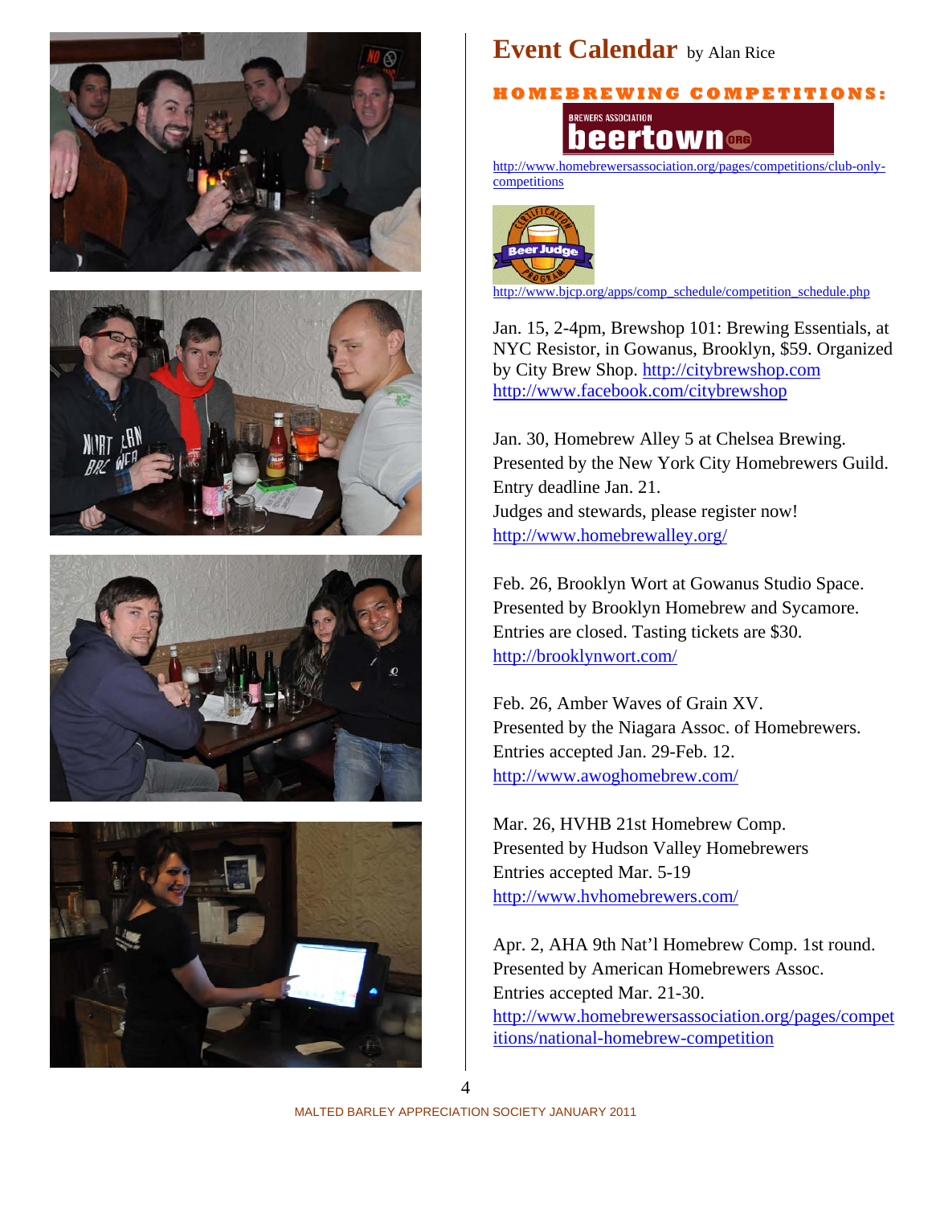# Event Calendar by Alan Rice

## HOMEBREWING COMPETITIONS:

http://www.homebrewersassociation.org/pages/competitions/club-only-competitions

http://www.bjcp.org/apps/comp_schedule/competition_schedule.php

Jan. 15, 2-4pm, Brewshop 101: Brewing Essentials, at NYC Resistor, in Gowanus, Brooklyn, $59. Organized by City Brew Shop. http://citybrewshop.com http://www.facebook.com/citybrewshop

Jan. 30, Homebrew Alley 5 at Chelsea Brewing.
Presented by the New York City Homebrewers Guild.
Entry deadline Jan. 21.
Judges and stewards, please register now!
http://www.homebrewalley.org/

Feb. 26, Brooklyn Wort at Gowanus Studio Space.
Presented by Brooklyn Homebrew and Sycamore.
Entries are closed. Tasting tickets are $30.
http://brooklynwort.com/

Feb. 26, Amber Waves of Grain XV.
Presented by the Niagara Assoc. of Homebrewers.
Entries accepted Jan. 29-Feb. 12.
http://www.awoghomebrew.com/

Mar. 26, HVHB 21st Homebrew Comp.
Presented by Hudson Valley Homebrewers
Entries accepted Mar. 5-19
http://www.hvhomebrewers.com/

Apr. 2, AHA 9th Nat'l Homebrew Comp. 1st round.
Presented by American Homebrewers Assoc.
Entries accepted Mar. 21-30.
http://www.homebrewersassociation.org/pages/competitions/national-homebrew-competition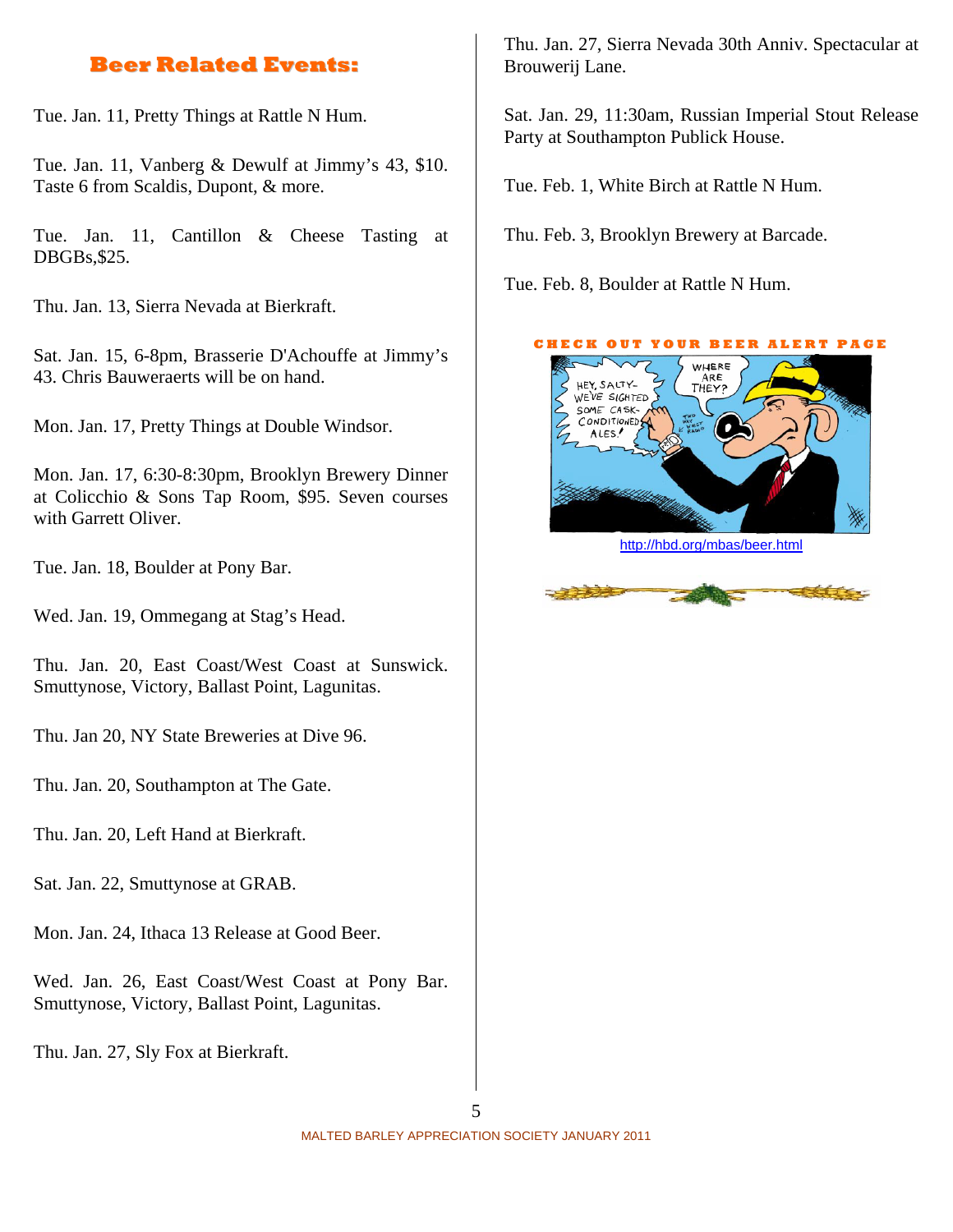## Beer Related Events:

Tue. Jan. 11, Pretty Things at Rattle N Hum.

Tue. Jan. 11, Vanberg & Dewulf at Jimmy's 43, $10. Taste 6 from Scaldis, Dupont, & more.

Tue. Jan. 11, Cantillon & Cheese Tasting at DBGBs,$25.

Thu. Jan. 13, Sierra Nevada at Bierkraft.

Sat. Jan. 15, 6-8pm, Brasserie D'Achouffe at Jimmy's 43. Chris Bauweraerts will be on hand.

Mon. Jan. 17, Pretty Things at Double Windsor.

Mon. Jan. 17, 6:30-8:30pm, Brooklyn Brewery Dinner at Colicchio & Sons Tap Room, $95. Seven courses with Garrett Oliver.

Tue. Jan. 18, Boulder at Pony Bar.

Wed. Jan. 19, Ommegang at Stag's Head.

Thu. Jan. 20, East Coast/West Coast at Sunswick. Smuttynose, Victory, Ballast Point, Lagunitas.

Thu. Jan 20, NY State Breweries at Dive 96.

Thu. Jan. 20, Southampton at The Gate.

Thu. Jan. 20, Left Hand at Bierkraft.

Sat. Jan. 22, Smuttynose at GRAB.

Mon. Jan. 24, Ithaca 13 Release at Good Beer.

Wed. Jan. 26, East Coast/West Coast at Pony Bar. Smuttynose, Victory, Ballast Point, Lagunitas.

Thu. Jan. 27, Sly Fox at Bierkraft.

Thu. Jan. 27, Sierra Nevada 30th Anniv. Spectacular at Brouwerij Lane.

Sat. Jan. 29, 11:30am, Russian Imperial Stout Release Party at Southampton Publick House.

Tue. Feb. 1, White Birch at Rattle N Hum.

Thu. Feb. 3, Brooklyn Brewery at Barcade.

Tue. Feb. 8, Boulder at Rattle N Hum.

**CHECK OUT YOUR BEER ALERT PAGE**

http://hbd.org/mbas/beer.html